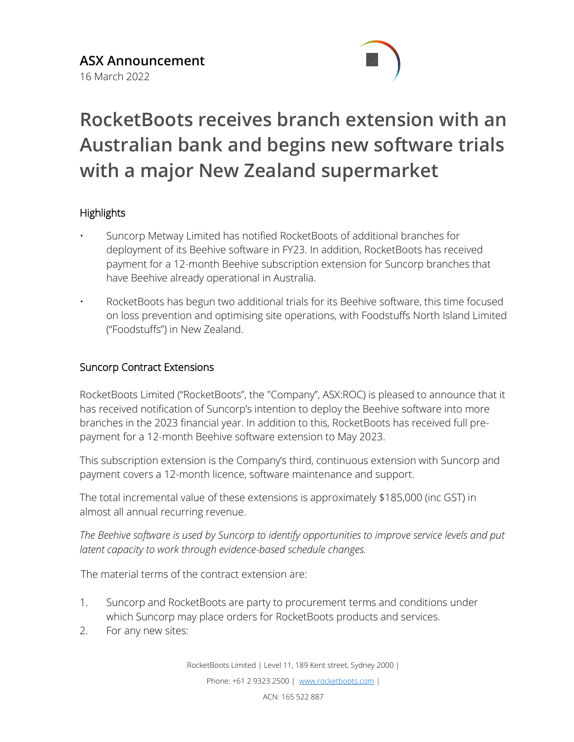## ASX Announcement

16 March 2022

# RocketBoots receives branch extension with an Australian bank and begins new software trials with a major New Zealand supermarket

### Highlights

- Suncorp Metway Limited has notified RocketBoots of additional branches for deployment of its Beehive software in FY23. In addition, RocketBoots has received payment for a 12-month Beehive subscription extension for Suncorp branches that have Beehive already operational in Australia.
- RocketBoots has begun two additional trials for its Beehive software, this time focused on loss prevention and optimising site operations, with Foodstuffs North Island Limited ("Foodstuffs") in New Zealand.

### Suncorp Contract Extensions

RocketBoots Limited ("RocketBoots", the "Company", ASX:ROC) is pleased to announce that it has received notification of Suncorp's intention to deploy the Beehive software into more branches in the 2023 financial year. In addition to this, RocketBoots has received full pre-payment for a 12-month Beehive software extension to May 2023.

This subscription extension is the Company's third, continuous extension with Suncorp and payment covers a 12-month licence, software maintenance and support.

The total incremental value of these extensions is approximately $185,000 (inc GST) in almost all annual recurring revenue.

*The Beehive software is used by Suncorp to identify opportunities to improve service levels and put latent capacity to work through evidence-based schedule changes.*

The material terms of the contract extension are:

1. Suncorp and RocketBoots are party to procurement terms and conditions under which Suncorp may place orders for RocketBoots products and services.
2. For any new sites: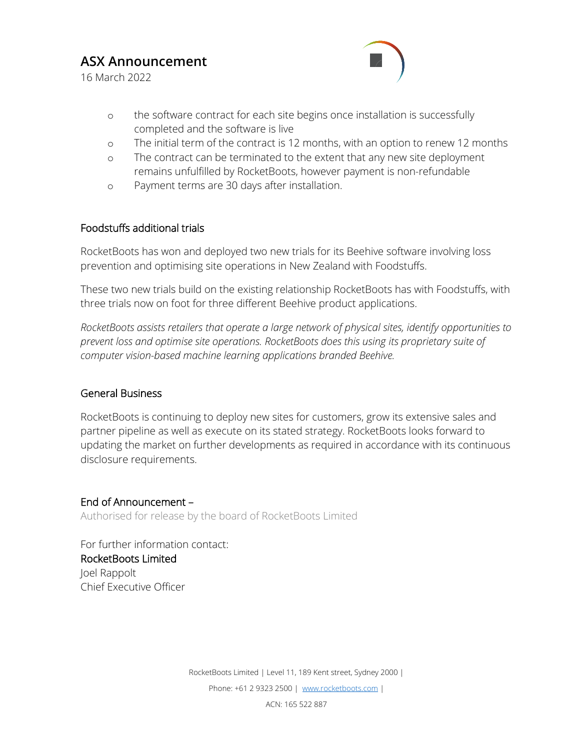- the software contract for each site begins once installation is successfully completed and the software is live
- The initial term of the contract is 12 months, with an option to renew 12 months
- The contract can be terminated to the extent that any new site deployment remains unfulfilled by RocketBoots, however payment is non-refundable
- Payment terms are 30 days after installation.

## Foodstuffs additional trials

RocketBoots has won and deployed two new trials for its Beehive software involving loss prevention and optimising site operations in New Zealand with Foodstuffs.

These two new trials build on the existing relationship RocketBoots has with Foodstuffs, with three trials now on foot for three different Beehive product applications.

*RocketBoots assists retailers that operate a large network of physical sites, identify opportunities to prevent loss and optimise site operations. RocketBoots does this using its proprietary suite of computer vision-based machine learning applications branded Beehive.*

## General Business

RocketBoots is continuing to deploy new sites for customers, grow its extensive sales and partner pipeline as well as execute on its stated strategy. RocketBoots looks forward to updating the market on further developments as required in accordance with its continuous disclosure requirements.

End of Announcement –

Authorised for release by the board of RocketBoots Limited

For further information contact:

RocketBoots Limited
Joel Rappolt
Chief Executive Officer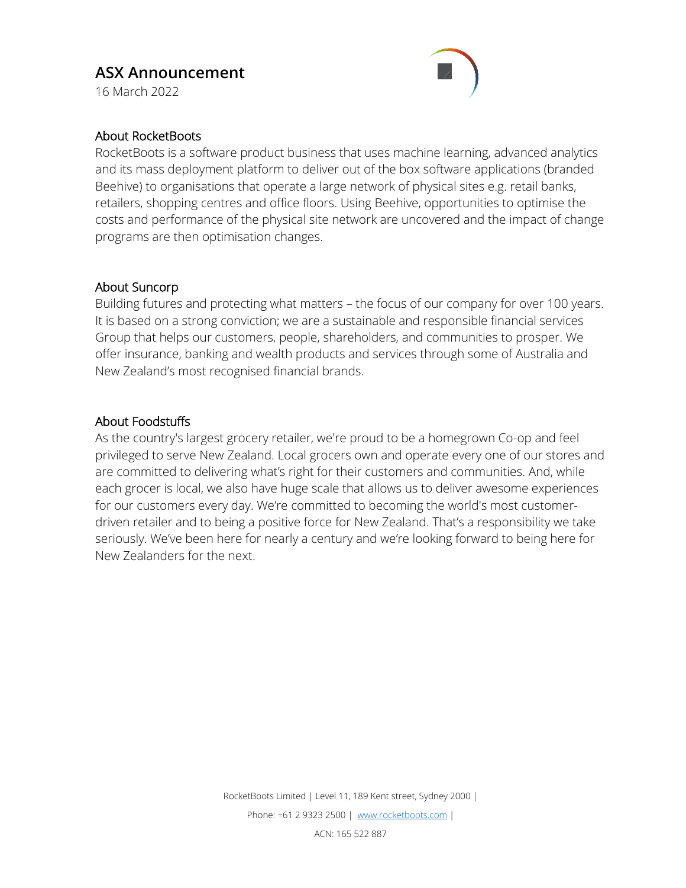# ASX Announcement

16 March 2022

## About RocketBoots

RocketBoots is a software product business that uses machine learning, advanced analytics and its mass deployment platform to deliver out of the box software applications (branded Beehive) to organisations that operate a large network of physical sites e.g. retail banks, retailers, shopping centres and office floors. Using Beehive, opportunities to optimise the costs and performance of the physical site network are uncovered and the impact of change programs are then optimisation changes.

## About Suncorp

Building futures and protecting what matters – the focus of our company for over 100 years. It is based on a strong conviction; we are a sustainable and responsible financial services Group that helps our customers, people, shareholders, and communities to prosper. We offer insurance, banking and wealth products and services through some of Australia and New Zealand's most recognised financial brands.

## About Foodstuffs

As the country's largest grocery retailer, we're proud to be a homegrown Co-op and feel privileged to serve New Zealand. Local grocers own and operate every one of our stores and are committed to delivering what's right for their customers and communities. And, while each grocer is local, we also have huge scale that allows us to deliver awesome experiences for our customers every day. We're committed to becoming the world's most customer-driven retailer and to being a positive force for New Zealand. That's a responsibility we take seriously. We've been here for nearly a century and we're looking forward to being here for New Zealanders for the next.

RocketBoots Limited | Level 11, 189 Kent street, Sydney 2000 |
Phone: +61 2 9323 2500 | www.rocketboots.com |
ACN: 165 522 887